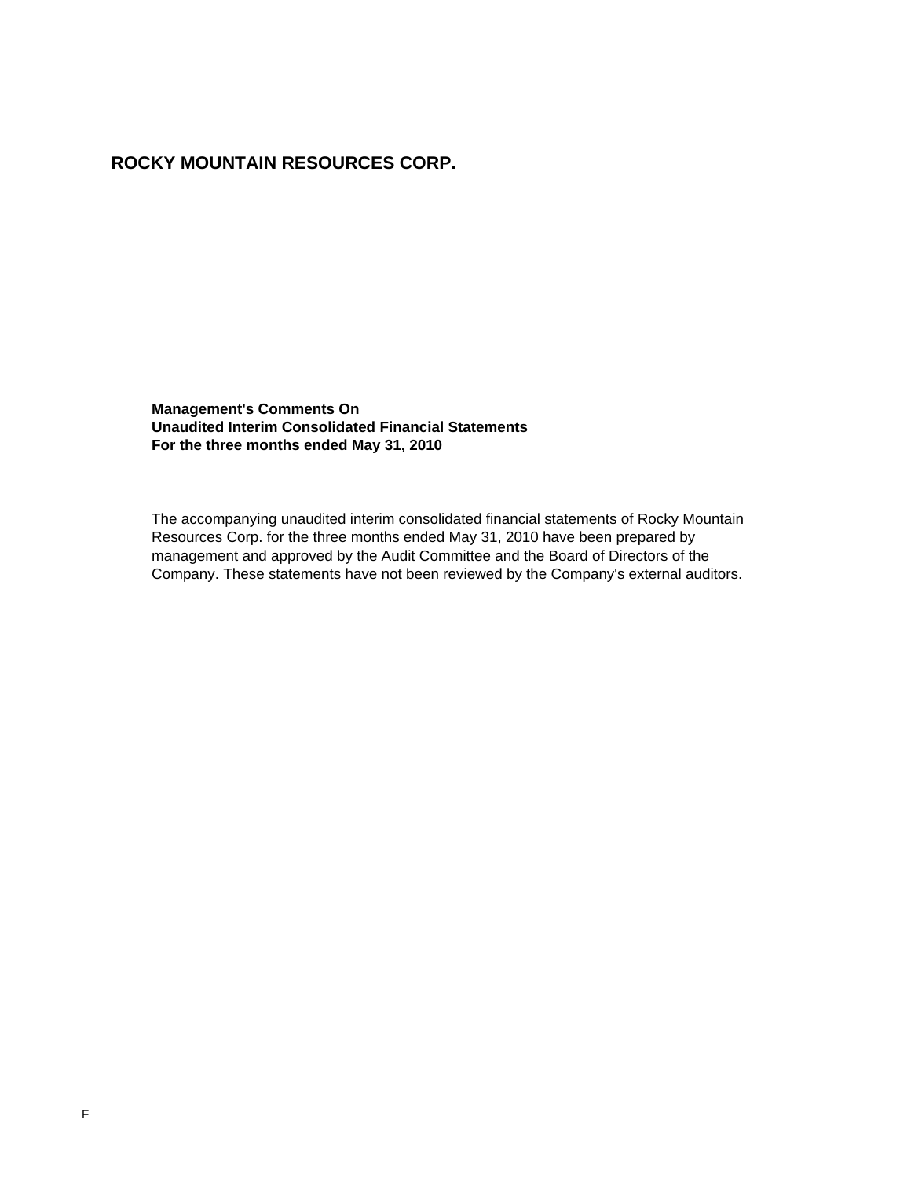# ROCKY MOUNTAIN RESOURCES CORP.

**Management's Comments On**
**Unaudited Interim Consolidated Financial Statements**
**For the three months ended May 31, 2010**

The accompanying unaudited interim consolidated financial statements of Rocky Mountain Resources Corp. for the three months ended May 31, 2010 have been prepared by management and approved by the Audit Committee and the Board of Directors of the Company. These statements have not been reviewed by the Company's external auditors.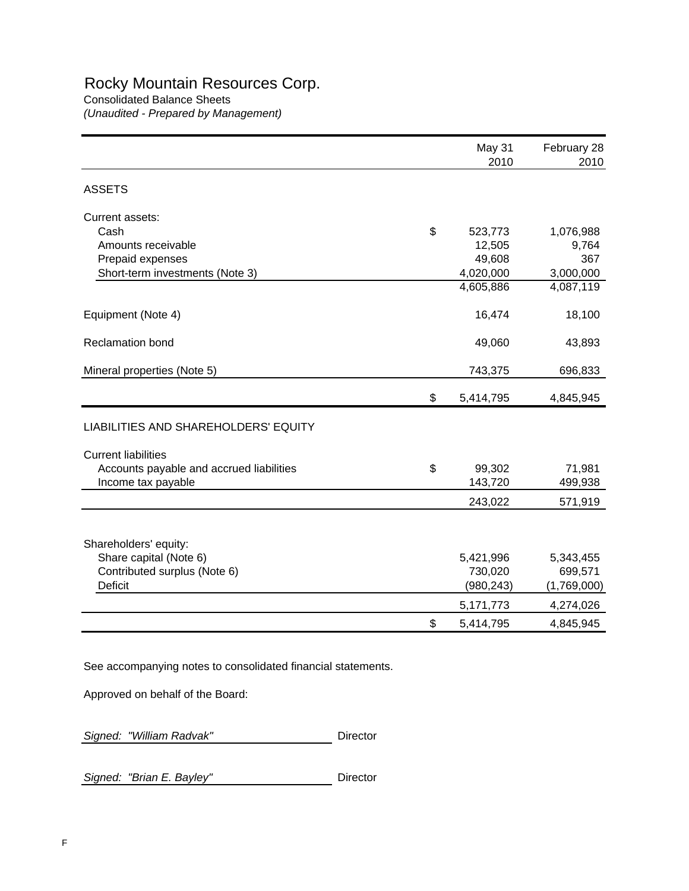# Rocky Mountain Resources Corp.

Consolidated Balance Sheets

*(Unaudited - Prepared by Management)*

| | | May 31 2010 | February 28 2010 |
|---|---|---|---|
| ASSETS | | | |
| Current assets: | | | |
| Cash | $ | 523,773 | 1,076,988 |
| Amounts receivable | | 12,505 | 9,764 |
| Prepaid expenses | | 49,608 | 367 |
| Short-term investments (Note 3) | | 4,020,000 | 3,000,000 |
| | | 4,605,886 | 4,087,119 |
| Equipment (Note 4) | | 16,474 | 18,100 |
| Reclamation bond | | 49,060 | 43,893 |
| Mineral properties (Note 5) | | 743,375 | 696,833 |
| | $ | 5,414,795 | 4,845,945 |
| LIABILITIES AND SHAREHOLDERS' EQUITY | | | |
| Current liabilities | | | |
| Accounts payable and accrued liabilities | $ | 99,302 | 71,981 |
| Income tax payable | | 143,720 | 499,938 |
| | | 243,022 | 571,919 |
| Shareholders' equity: | | | |
| Share capital (Note 6) | | 5,421,996 | 5,343,455 |
| Contributed surplus (Note 6) | | 730,020 | 699,571 |
| Deficit | | (980,243) | (1,769,000) |
| | | 5,171,773 | 4,274,026 |
| | $ | 5,414,795 | 4,845,945 |

See accompanying notes to consolidated financial statements.

Approved on behalf of the Board:

*Signed: "William Radvak"* Director

*Signed: "Brian E. Bayley"* Director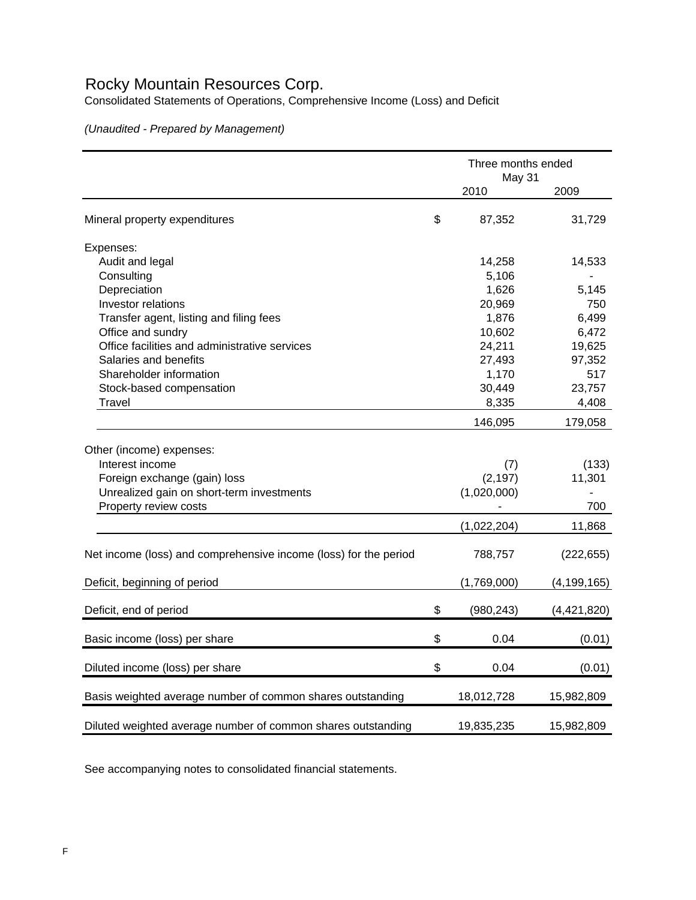# Rocky Mountain Resources Corp.

Consolidated Statements of Operations, Comprehensive Income (Loss) and Deficit

*(Unaudited - Prepared by Management)*

| | Three months ended May 31 | |
|---|---|---|
| | 2010 | 2009 |
| Mineral property expenditures | $ 87,352 | 31,729 |
| Expenses: | | |
| Audit and legal | 14,258 | 14,533 |
| Consulting | 5,106 | - |
| Depreciation | 1,626 | 5,145 |
| Investor relations | 20,969 | 750 |
| Transfer agent, listing and filing fees | 1,876 | 6,499 |
| Office and sundry | 10,602 | 6,472 |
| Office facilities and administrative services | 24,211 | 19,625 |
| Salaries and benefits | 27,493 | 97,352 |
| Shareholder information | 1,170 | 517 |
| Stock-based compensation | 30,449 | 23,757 |
| Travel | 8,335 | 4,408 |
| | 146,095 | 179,058 |
| Other (income) expenses: | | |
| Interest income | (7) | (133) |
| Foreign exchange (gain) loss | (2,197) | 11,301 |
| Unrealized gain on short-term investments | (1,020,000) | - |
| Property review costs | - | 700 |
| | (1,022,204) | 11,868 |
| Net income (loss) and comprehensive income (loss) for the period | 788,757 | (222,655) |
| Deficit, beginning of period | (1,769,000) | (4,199,165) |
| Deficit, end of period | $ (980,243) | (4,421,820) |
| Basic income (loss) per share | $ 0.04 | (0.01) |
| Diluted income (loss) per share | $ 0.04 | (0.01) |
| Basis weighted average number of common shares outstanding | 18,012,728 | 15,982,809 |
| Diluted weighted average number of common shares outstanding | 19,835,235 | 15,982,809 |

See accompanying notes to consolidated financial statements.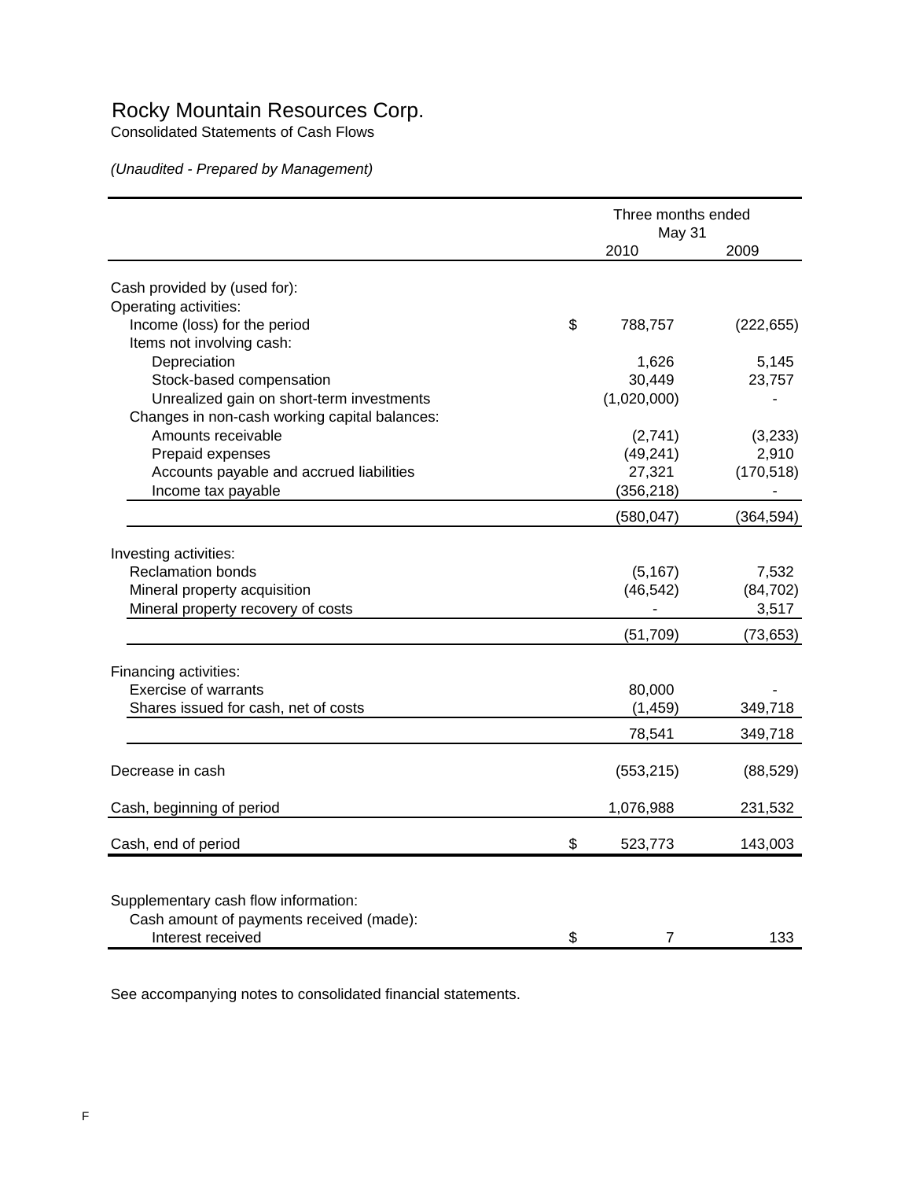# Rocky Mountain Resources Corp.

Consolidated Statements of Cash Flows

*(Unaudited - Prepared by Management)*

| | Three months ended May 31 | |
|---|---|---|
| | 2010 | 2009 |
| Cash provided by (used for): | | |
| Operating activities: | | |
| Income (loss) for the period | $ 788,757 | (222,655) |
| Items not involving cash: | | |
| Depreciation | 1,626 | 5,145 |
| Stock-based compensation | 30,449 | 23,757 |
| Unrealized gain on short-term investments | (1,020,000) | - |
| Changes in non-cash working capital balances: | | |
| Amounts receivable | (2,741) | (3,233) |
| Prepaid expenses | (49,241) | 2,910 |
| Accounts payable and accrued liabilities | 27,321 | (170,518) |
| Income tax payable | (356,218) | - |
| | (580,047) | (364,594) |
| Investing activities: | | |
| Reclamation bonds | (5,167) | 7,532 |
| Mineral property acquisition | (46,542) | (84,702) |
| Mineral property recovery of costs | - | 3,517 |
| | (51,709) | (73,653) |
| Financing activities: | | |
| Exercise of warrants | 80,000 | - |
| Shares issued for cash, net of costs | (1,459) | 349,718 |
| | 78,541 | 349,718 |
| Decrease in cash | (553,215) | (88,529) |
| Cash, beginning of period | 1,076,988 | 231,532 |
| Cash, end of period | $ 523,773 | 143,003 |
| Supplementary cash flow information: | | |
| Cash amount of payments received (made): | | |
| Interest received | $ 7 | 133 |

See accompanying notes to consolidated financial statements.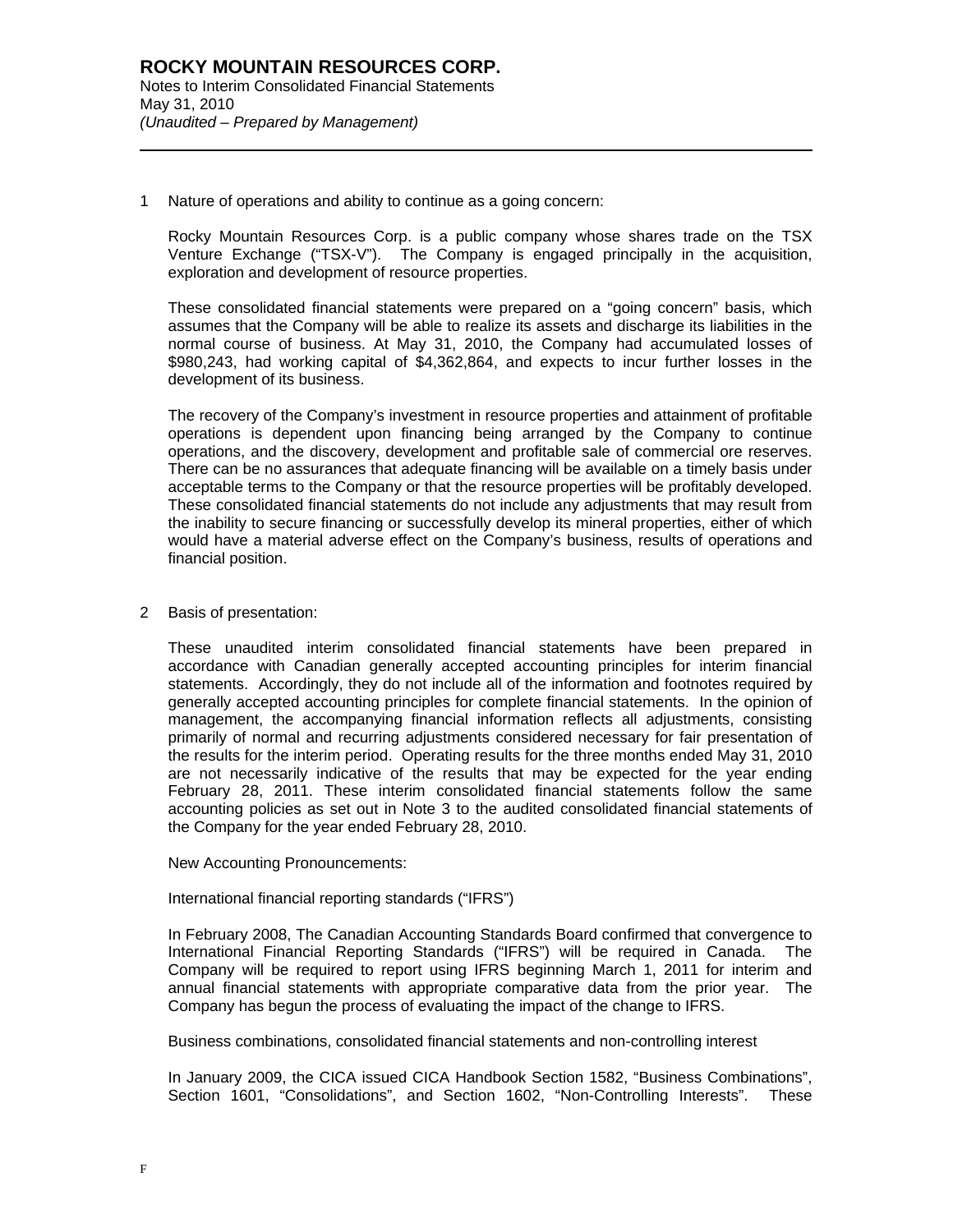1 Nature of operations and ability to continue as a going concern:

Rocky Mountain Resources Corp. is a public company whose shares trade on the TSX Venture Exchange ("TSX-V"). The Company is engaged principally in the acquisition, exploration and development of resource properties.

These consolidated financial statements were prepared on a "going concern" basis, which assumes that the Company will be able to realize its assets and discharge its liabilities in the normal course of business. At May 31, 2010, the Company had accumulated losses of $980,243, had working capital of $4,362,864, and expects to incur further losses in the development of its business.

The recovery of the Company's investment in resource properties and attainment of profitable operations is dependent upon financing being arranged by the Company to continue operations, and the discovery, development and profitable sale of commercial ore reserves. There can be no assurances that adequate financing will be available on a timely basis under acceptable terms to the Company or that the resource properties will be profitably developed. These consolidated financial statements do not include any adjustments that may result from the inability to secure financing or successfully develop its mineral properties, either of which would have a material adverse effect on the Company's business, results of operations and financial position.

2 Basis of presentation:

These unaudited interim consolidated financial statements have been prepared in accordance with Canadian generally accepted accounting principles for interim financial statements. Accordingly, they do not include all of the information and footnotes required by generally accepted accounting principles for complete financial statements. In the opinion of management, the accompanying financial information reflects all adjustments, consisting primarily of normal and recurring adjustments considered necessary for fair presentation of the results for the interim period. Operating results for the three months ended May 31, 2010 are not necessarily indicative of the results that may be expected for the year ending February 28, 2011. These interim consolidated financial statements follow the same accounting policies as set out in Note 3 to the audited consolidated financial statements of the Company for the year ended February 28, 2010.

New Accounting Pronouncements:

International financial reporting standards ("IFRS")

In February 2008, The Canadian Accounting Standards Board confirmed that convergence to International Financial Reporting Standards ("IFRS") will be required in Canada. The Company will be required to report using IFRS beginning March 1, 2011 for interim and annual financial statements with appropriate comparative data from the prior year. The Company has begun the process of evaluating the impact of the change to IFRS.

Business combinations, consolidated financial statements and non-controlling interest

In January 2009, the CICA issued CICA Handbook Section 1582, "Business Combinations", Section 1601, "Consolidations", and Section 1602, "Non-Controlling Interests". These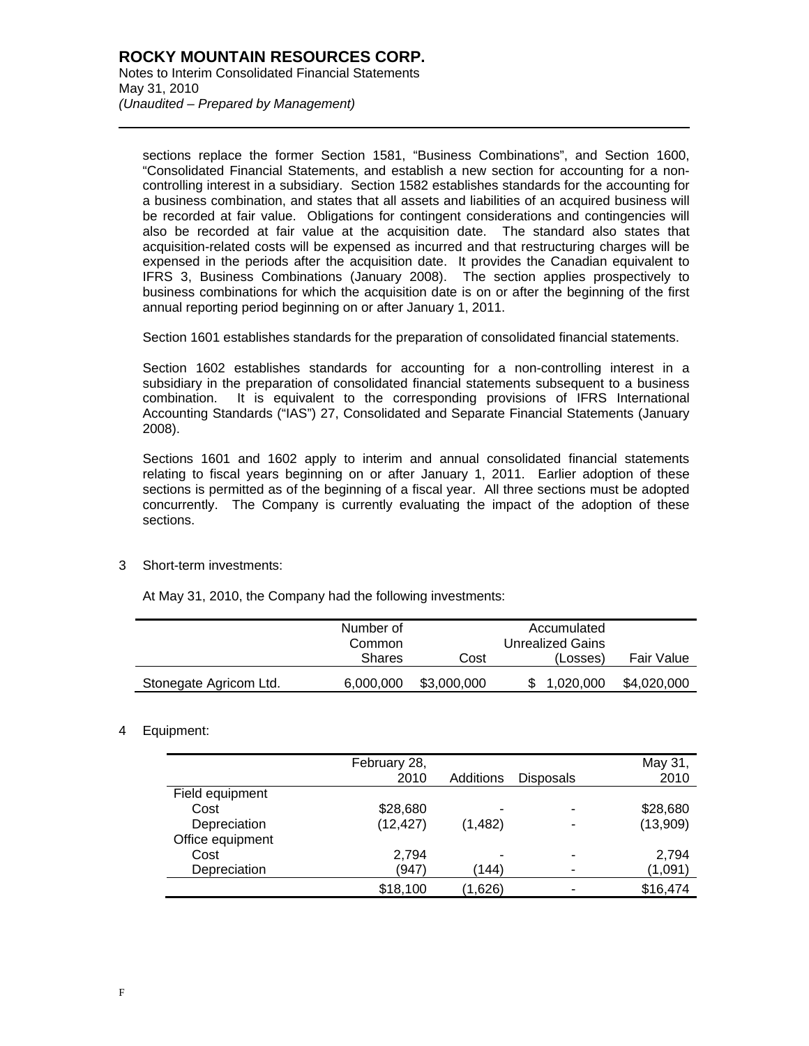sections replace the former Section 1581, "Business Combinations", and Section 1600, "Consolidated Financial Statements, and establish a new section for accounting for a non-controlling interest in a subsidiary. Section 1582 establishes standards for the accounting for a business combination, and states that all assets and liabilities of an acquired business will be recorded at fair value. Obligations for contingent considerations and contingencies will also be recorded at fair value at the acquisition date. The standard also states that acquisition-related costs will be expensed as incurred and that restructuring charges will be expensed in the periods after the acquisition date. It provides the Canadian equivalent to IFRS 3, Business Combinations (January 2008). The section applies prospectively to business combinations for which the acquisition date is on or after the beginning of the first annual reporting period beginning on or after January 1, 2011.

Section 1601 establishes standards for the preparation of consolidated financial statements.

Section 1602 establishes standards for accounting for a non-controlling interest in a subsidiary in the preparation of consolidated financial statements subsequent to a business combination. It is equivalent to the corresponding provisions of IFRS International Accounting Standards ("IAS") 27, Consolidated and Separate Financial Statements (January 2008).

Sections 1601 and 1602 apply to interim and annual consolidated financial statements relating to fiscal years beginning on or after January 1, 2011. Earlier adoption of these sections is permitted as of the beginning of a fiscal year. All three sections must be adopted concurrently. The Company is currently evaluating the impact of the adoption of these sections.

3 Short-term investments:

At May 31, 2010, the Company had the following investments:

| | Number of Common Shares | Cost | Accumulated Unrealized Gains (Losses) | Fair Value |
|---|---|---|---|---|
| Stonegate Agricom Ltd. | 6,000,000 | $3,000,000 | $ 1,020,000 | $4,020,000 |

4 Equipment:

| | February 28, 2010 | Additions | Disposals | May 31, 2010 |
|---|---|---|---|---|
| Field equipment | | | | |
| Cost | $28,680 | - | - | $28,680 |
| Depreciation | (12,427) | (1,482) | - | (13,909) |
| Office equipment | | | | |
| Cost | 2,794 | - | - | 2,794 |
| Depreciation | (947) | (144) | - | (1,091) |
| | $18,100 | (1,626) | - | $16,474 |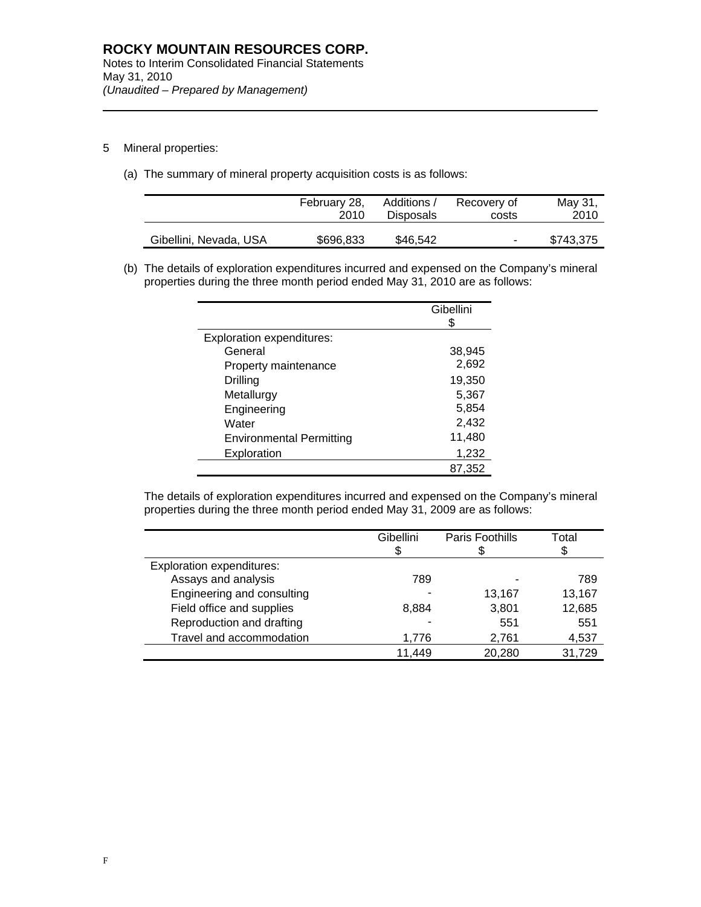## 5 Mineral properties:

(a) The summary of mineral property acquisition costs is as follows:

| | February 28, 2010 | Additions / Disposals | Recovery of costs | May 31, 2010 |
|---|---|---|---|---|
| Gibellini, Nevada, USA | $696,833 | $46,542 | - | $743,375 |

(b) The details of exploration expenditures incurred and expensed on the Company's mineral properties during the three month period ended May 31, 2010 are as follows:

| | Gibellini $ |
|---|---|
| Exploration expenditures: | |
| General | 38,945 |
| Property maintenance | 2,692 |
| Drilling | 19,350 |
| Metallurgy | 5,367 |
| Engineering | 5,854 |
| Water | 2,432 |
| Environmental Permitting | 11,480 |
| Exploration | 1,232 |
| | 87,352 |

The details of exploration expenditures incurred and expensed on the Company's mineral properties during the three month period ended May 31, 2009 are as follows:

| | Gibellini $ | Paris Foothills $ | Total $ |
|---|---|---|---|
| Exploration expenditures: | | | |
| Assays and analysis | 789 | - | 789 |
| Engineering and consulting | - | 13,167 | 13,167 |
| Field office and supplies | 8,884 | 3,801 | 12,685 |
| Reproduction and drafting | - | 551 | 551 |
| Travel and accommodation | 1,776 | 2,761 | 4,537 |
| | 11,449 | 20,280 | 31,729 |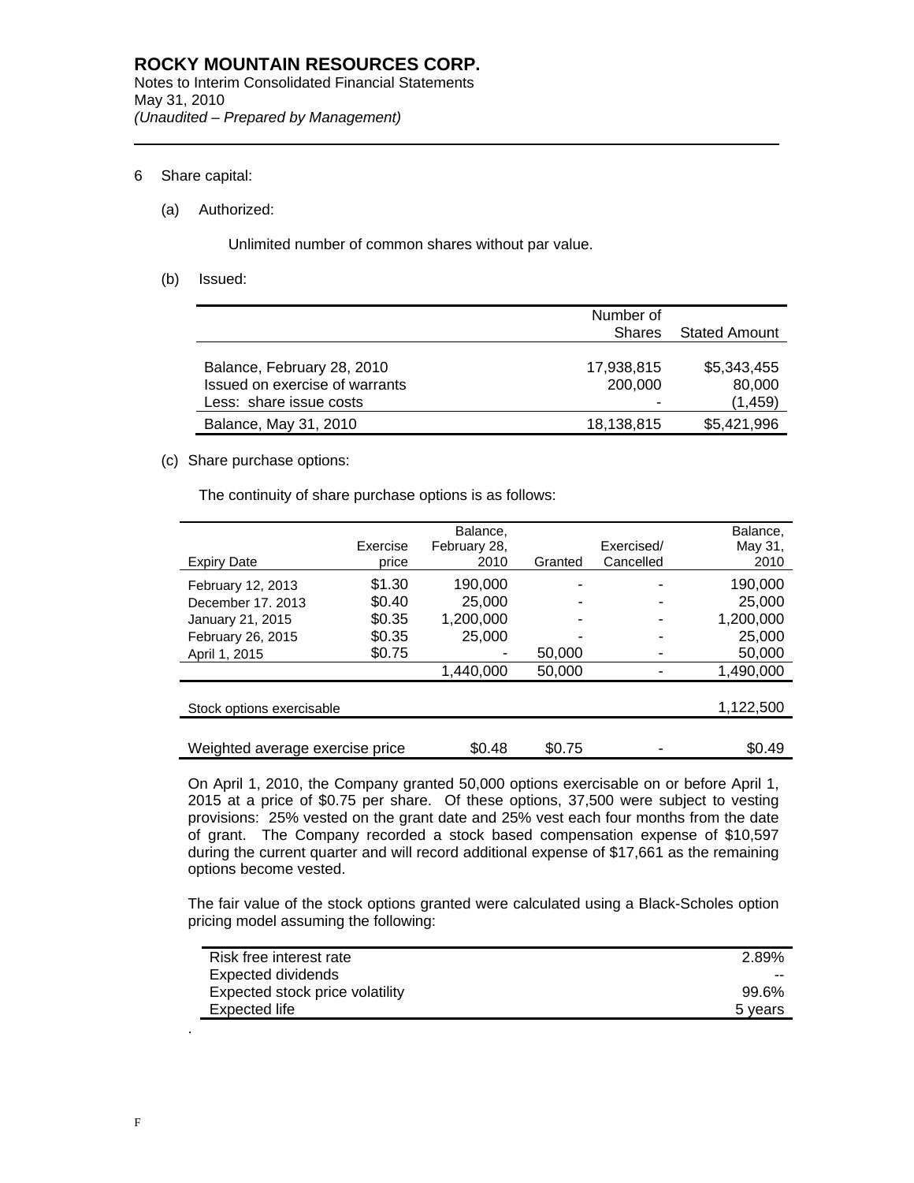**ROCKY MOUNTAIN RESOURCES CORP.**
Notes to Interim Consolidated Financial Statements
May 31, 2010
*(Unaudited – Prepared by Management)*

6 Share capital:

(a) Authorized:

Unlimited number of common shares without par value.

(b) Issued:

| | Number of Shares | Stated Amount |
|---|---|---|
| Balance, February 28, 2010 | 17,938,815 | $5,343,455 |
| Issued on exercise of warrants | 200,000 | 80,000 |
| Less: share issue costs | - | (1,459) |
| Balance, May 31, 2010 | 18,138,815 | $5,421,996 |

(c) Share purchase options:

The continuity of share purchase options is as follows:

| Expiry Date | Exercise price | Balance, February 28, 2010 | Granted | Exercised/ Cancelled | Balance, May 31, 2010 |
|---|---|---|---|---|---|
| February 12, 2013 | $1.30 | 190,000 | - | - | 190,000 |
| December 17. 2013 | $0.40 | 25,000 | - | - | 25,000 |
| January 21, 2015 | $0.35 | 1,200,000 | - | - | 1,200,000 |
| February 26, 2015 | $0.35 | 25,000 | - | - | 25,000 |
| April 1, 2015 | $0.75 | - | 50,000 | - | 50,000 |
| | | 1,440,000 | 50,000 | - | 1,490,000 |
| Stock options exercisable | | | | | 1,122,500 |
| Weighted average exercise price | | $0.48 | $0.75 | - | $0.49 |

On April 1, 2010, the Company granted 50,000 options exercisable on or before April 1, 2015 at a price of $0.75 per share. Of these options, 37,500 were subject to vesting provisions: 25% vested on the grant date and 25% vest each four months from the date of grant. The Company recorded a stock based compensation expense of $10,597 during the current quarter and will record additional expense of $17,661 as the remaining options become vested.

The fair value of the stock options granted were calculated using a Black-Scholes option pricing model assuming the following:

| | |
|---|---|
| Risk free interest rate | 2.89% |
| Expected dividends | -- |
| Expected stock price volatility | 99.6% |
| Expected life | 5 years |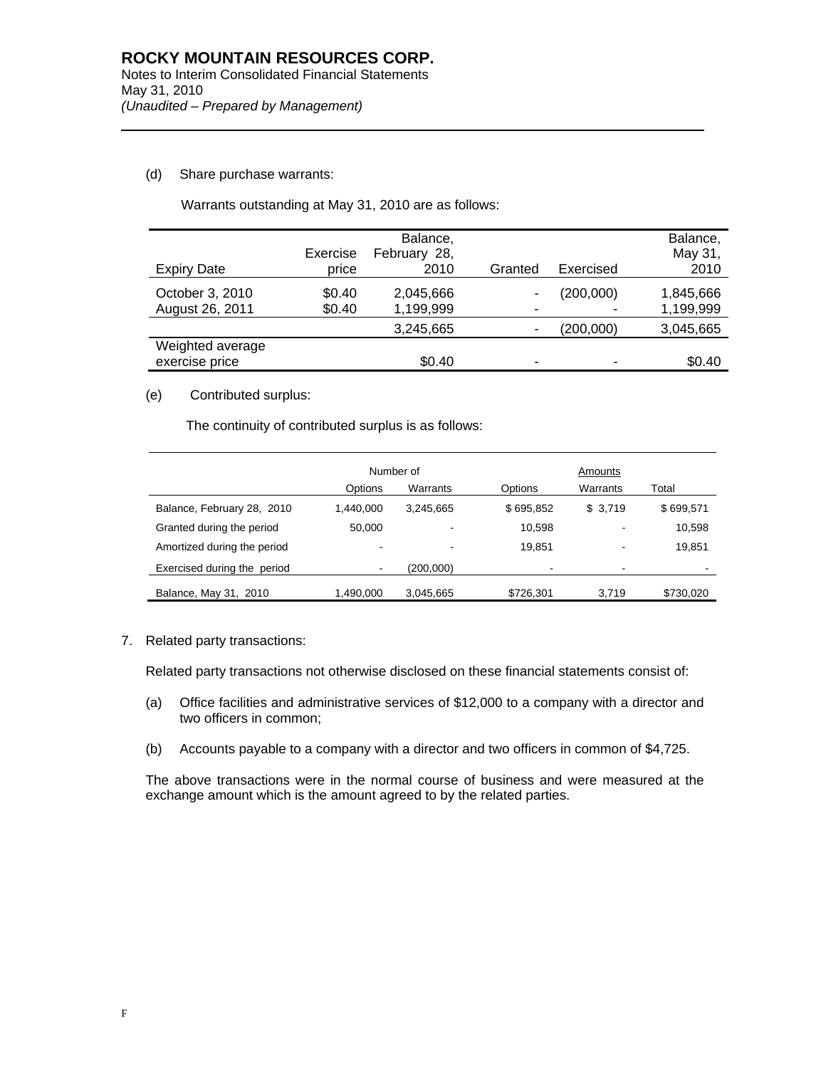(d) Share purchase warrants:

Warrants outstanding at May 31, 2010 are as follows:

| Expiry Date | Exercise price | Balance, February 28, 2010 | Granted | Exercised | Balance, May 31, 2010 |
|---|---|---|---|---|---|
| October 3, 2010 | $0.40 | 2,045,666 | - | (200,000) | 1,845,666 |
| August 26, 2011 | $0.40 | 1,199,999 | - | - | 1,199,999 |
| | | 3,245,665 | - | (200,000) | 3,045,665 |
| Weighted average exercise price | | $0.40 | - | - | $0.40 |

(e) Contributed surplus:

The continuity of contributed surplus is as follows:

| | Number of | | Amounts | | |
|---|---|---|---|---|---|
| | Options | Warrants | Options | Warrants | Total |
| Balance, February 28, 2010 | 1,440,000 | 3,245,665 | $ 695,852 | $ 3,719 | $ 699,571 |
| Granted during the period | 50,000 | - | 10,598 | - | 10,598 |
| Amortized during the period | - | - | 19,851 | - | 19,851 |
| Exercised during the period | - | (200,000) | - | - | - |
| Balance, May 31, 2010 | 1,490,000 | 3,045,665 | $726,301 | 3,719 | $730,020 |

7. Related party transactions:

Related party transactions not otherwise disclosed on these financial statements consist of:

(a) Office facilities and administrative services of $12,000 to a company with a director and two officers in common;

(b) Accounts payable to a company with a director and two officers in common of $4,725.

The above transactions were in the normal course of business and were measured at the exchange amount which is the amount agreed to by the related parties.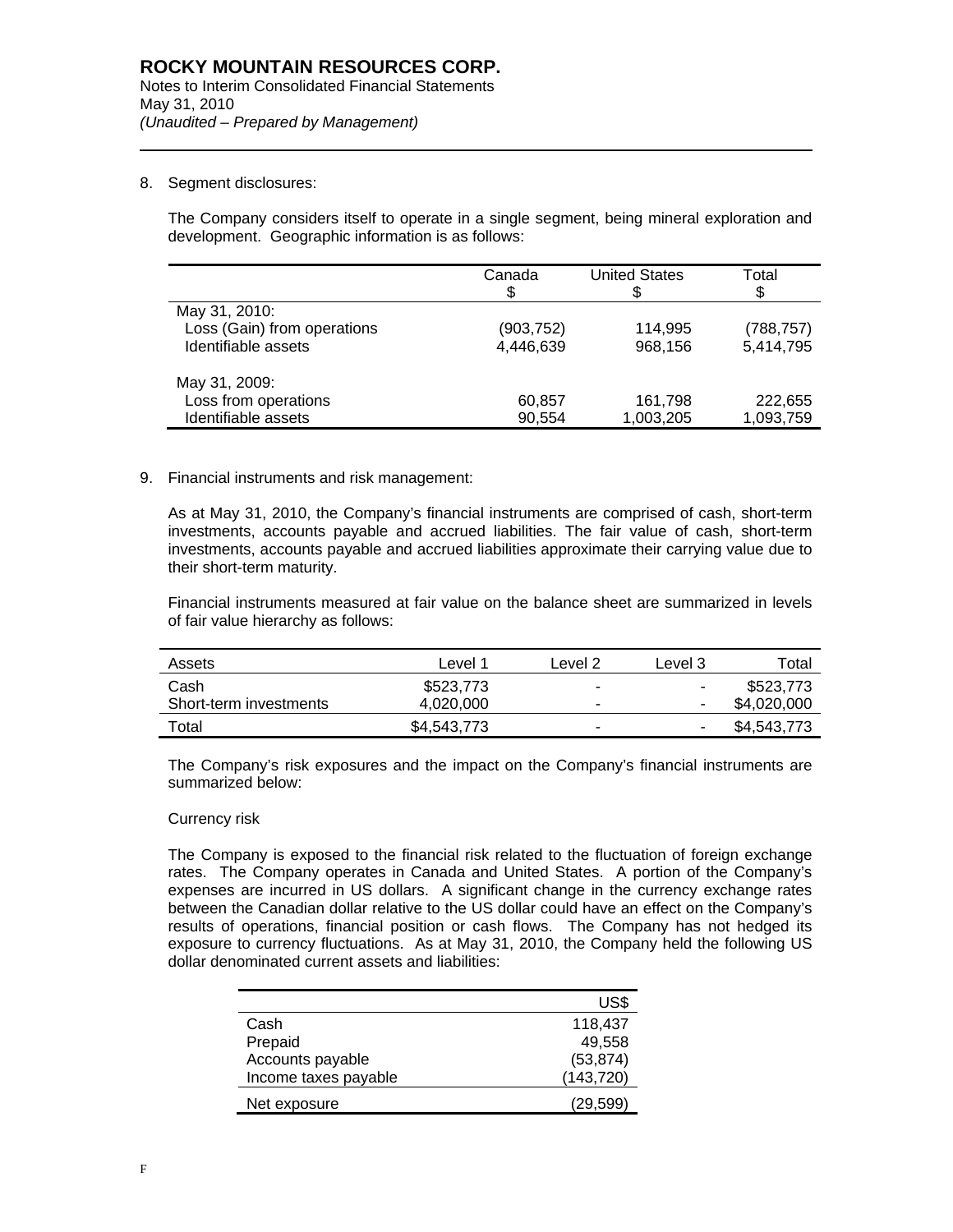8. Segment disclosures:

The Company considers itself to operate in a single segment, being mineral exploration and development. Geographic information is as follows:

| | Canada $ | United States $ | Total $ |
|---|---|---|---|
| May 31, 2010: | | | |
| Loss (Gain) from operations | (903,752) | 114,995 | (788,757) |
| Identifiable assets | 4,446,639 | 968,156 | 5,414,795 |
| | | | |
| May 31, 2009: | | | |
| Loss from operations | 60,857 | 161,798 | 222,655 |
| Identifiable assets | 90,554 | 1,003,205 | 1,093,759 |

9. Financial instruments and risk management:

As at May 31, 2010, the Company's financial instruments are comprised of cash, short-term investments, accounts payable and accrued liabilities. The fair value of cash, short-term investments, accounts payable and accrued liabilities approximate their carrying value due to their short-term maturity.

Financial instruments measured at fair value on the balance sheet are summarized in levels of fair value hierarchy as follows:

| Assets | Level 1 | Level 2 | Level 3 | Total |
|---|---|---|---|---|
| Cash | $523,773 | - | - | $523,773 |
| Short-term investments | 4,020,000 | - | - | $4,020,000 |
| Total | $4,543,773 | - | - | $4,543,773 |

The Company's risk exposures and the impact on the Company's financial instruments are summarized below:

Currency risk

The Company is exposed to the financial risk related to the fluctuation of foreign exchange rates. The Company operates in Canada and United States. A portion of the Company's expenses are incurred in US dollars. A significant change in the currency exchange rates between the Canadian dollar relative to the US dollar could have an effect on the Company's results of operations, financial position or cash flows. The Company has not hedged its exposure to currency fluctuations. As at May 31, 2010, the Company held the following US dollar denominated current assets and liabilities:

| | US$ |
|---|---|
| Cash | 118,437 |
| Prepaid | 49,558 |
| Accounts payable | (53,874) |
| Income taxes payable | (143,720) |
| Net exposure | (29,599) |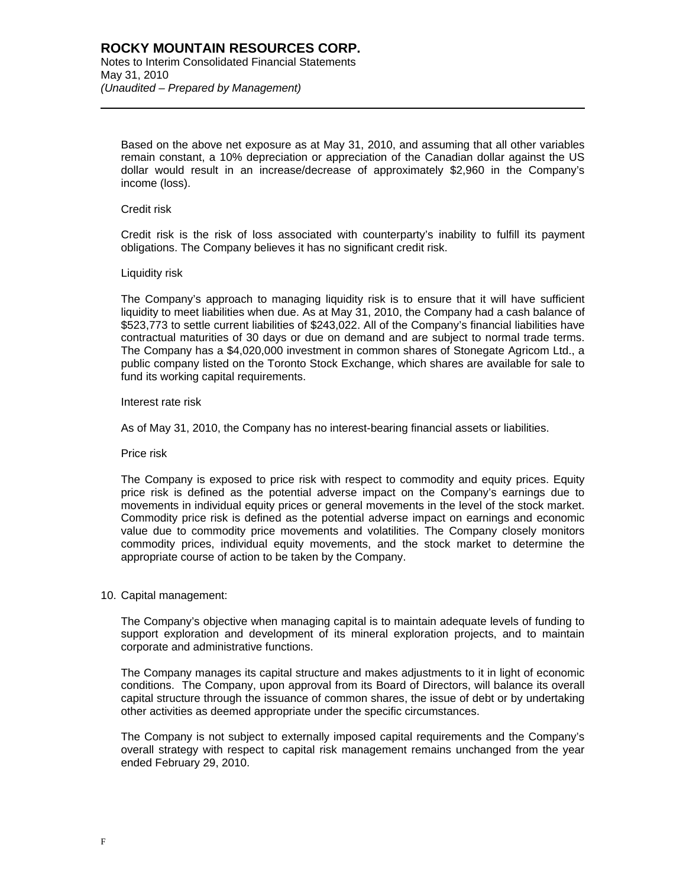Based on the above net exposure as at May 31, 2010, and assuming that all other variables remain constant, a 10% depreciation or appreciation of the Canadian dollar against the US dollar would result in an increase/decrease of approximately $2,960 in the Company's income (loss).

Credit risk

Credit risk is the risk of loss associated with counterparty's inability to fulfill its payment obligations. The Company believes it has no significant credit risk.

Liquidity risk

The Company's approach to managing liquidity risk is to ensure that it will have sufficient liquidity to meet liabilities when due. As at May 31, 2010, the Company had a cash balance of $523,773 to settle current liabilities of $243,022. All of the Company's financial liabilities have contractual maturities of 30 days or due on demand and are subject to normal trade terms. The Company has a $4,020,000 investment in common shares of Stonegate Agricom Ltd., a public company listed on the Toronto Stock Exchange, which shares are available for sale to fund its working capital requirements.

Interest rate risk

As of May 31, 2010, the Company has no interest-bearing financial assets or liabilities.

Price risk

The Company is exposed to price risk with respect to commodity and equity prices. Equity price risk is defined as the potential adverse impact on the Company's earnings due to movements in individual equity prices or general movements in the level of the stock market. Commodity price risk is defined as the potential adverse impact on earnings and economic value due to commodity price movements and volatilities. The Company closely monitors commodity prices, individual equity movements, and the stock market to determine the appropriate course of action to be taken by the Company.

10. Capital management:

The Company's objective when managing capital is to maintain adequate levels of funding to support exploration and development of its mineral exploration projects, and to maintain corporate and administrative functions.

The Company manages its capital structure and makes adjustments to it in light of economic conditions. The Company, upon approval from its Board of Directors, will balance its overall capital structure through the issuance of common shares, the issue of debt or by undertaking other activities as deemed appropriate under the specific circumstances.

The Company is not subject to externally imposed capital requirements and the Company's overall strategy with respect to capital risk management remains unchanged from the year ended February 29, 2010.